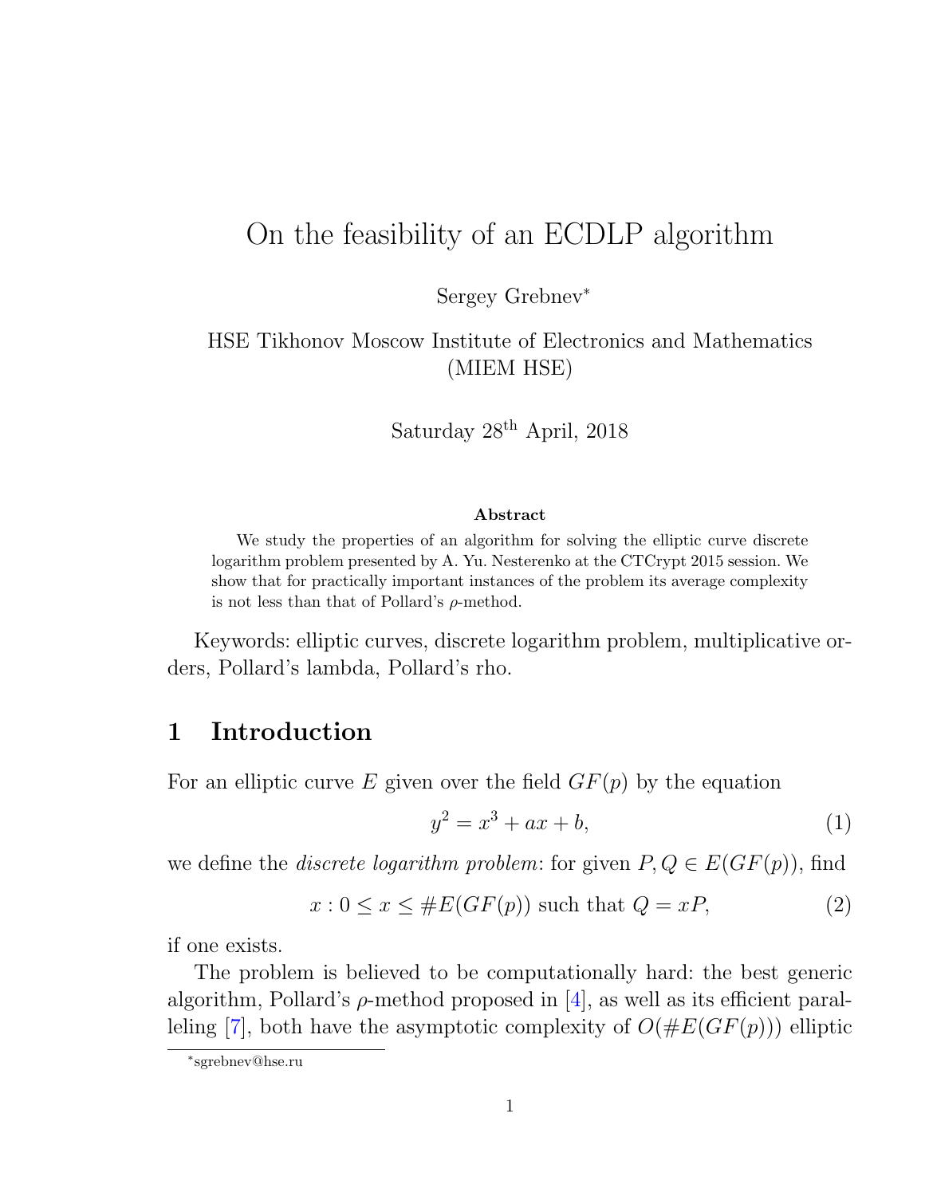# On the feasibility of an ECDLP algorithm

Sergey Grebnev*

HSE Tikhonov Moscow Institute of Electronics and Mathematics (MIEM HSE)

Saturday 28th April, 2018

### Abstract

We study the properties of an algorithm for solving the elliptic curve discrete logarithm problem presented by A. Yu. Nesterenko at the CTCrypt 2015 session. We show that for practically important instances of the problem its average complexity is not less than that of Pollard's $\rho$-method.

Keywords: elliptic curves, discrete logarithm problem, multiplicative orders, Pollard's lambda, Pollard's rho.

## 1 Introduction

For an elliptic curve $E$ given over the field $GF(p)$ by the equation

$$y^2 = x^3 + ax + b, \tag{1}$$

we define the *discrete logarithm problem*: for given $P, Q \in E(GF(p))$, find

$$x : 0 \leq x \leq \#E(GF(p)) \text{ such that } Q = xP, \tag{2}$$

if one exists.

The problem is believed to be computationally hard: the best generic algorithm, Pollard's $\rho$-method proposed in [4], as well as its efficient paralleling [7], both have the asymptotic complexity of $O(\#E(GF(p)))$ elliptic

*sgrebnev@hse.ru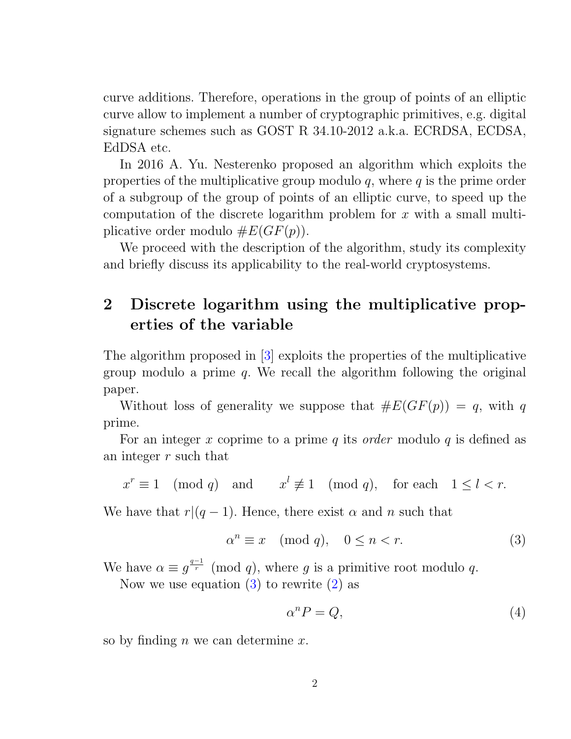curve additions. Therefore, operations in the group of points of an elliptic curve allow to implement a number of cryptographic primitives, e.g. digital signature schemes such as GOST R 34.10-2012 a.k.a. ECRDSA, ECDSA, EdDSA etc.

In 2016 A. Yu. Nesterenko proposed an algorithm which exploits the properties of the multiplicative group modulo $q$, where $q$ is the prime order of a subgroup of the group of points of an elliptic curve, to speed up the computation of the discrete logarithm problem for $x$ with a small multiplicative order modulo $\#E(GF(p))$.

We proceed with the description of the algorithm, study its complexity and briefly discuss its applicability to the real-world cryptosystems.

## 2 Discrete logarithm using the multiplicative properties of the variable

The algorithm proposed in [3] exploits the properties of the multiplicative group modulo a prime $q$. We recall the algorithm following the original paper.

Without loss of generality we suppose that $\#E(GF(p)) = q$, with $q$ prime.

For an integer $x$ coprime to a prime $q$ its *order* modulo $q$ is defined as an integer $r$ such that

$$x^r \equiv 1 \pmod q \quad \text{and} \qquad x^l \not\equiv 1 \pmod q, \quad \text{for each} \quad 1 \leq l < r.$$

We have that $r|(q-1)$. Hence, there exist $\alpha$ and $n$ such that

$$\alpha^n \equiv x \pmod q, \quad 0 \leq n < r. \tag{3}$$

We have $\alpha \equiv g^{\frac{q-1}{r}} \pmod q$, where $g$ is a primitive root modulo $q$.

Now we use equation (3) to rewrite (2) as

$$\alpha^n P = Q, \tag{4}$$

so by finding $n$ we can determine $x$.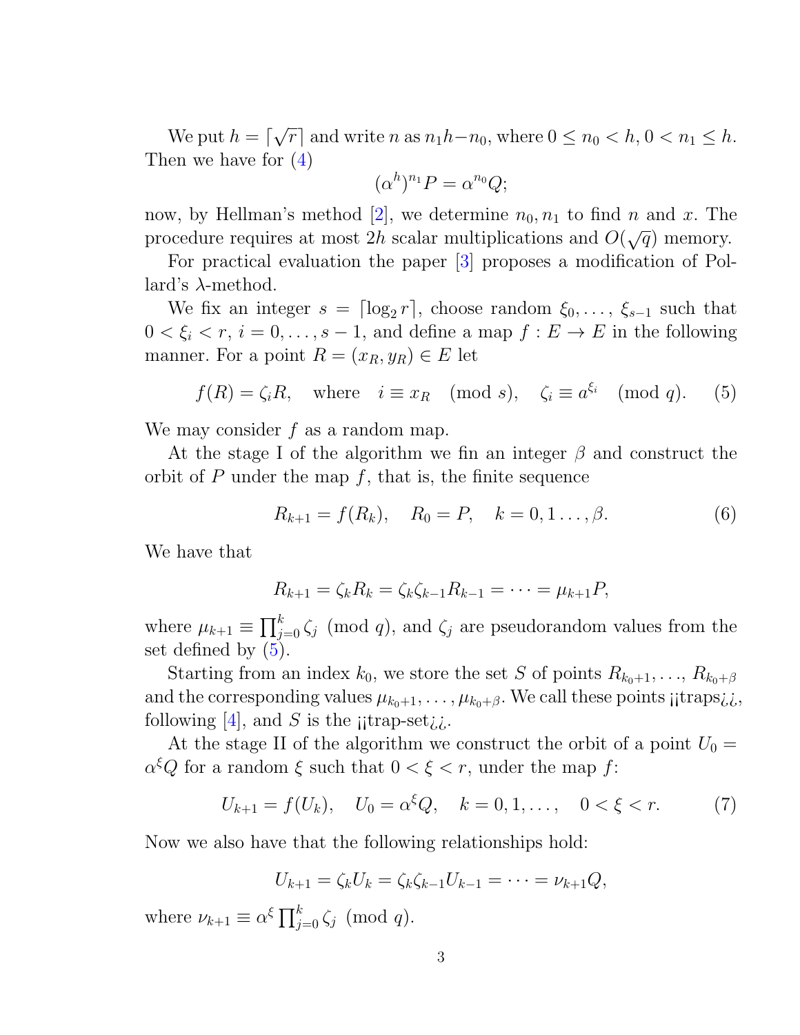We put $h = \lceil \sqrt{r} \rceil$ and write $n$ as $n_1 h - n_0$, where $0 \le n_0 < h$, $0 < n_1 \le h$. Then we have for (4)

$$(\alpha^h)^{n_1} P = \alpha^{n_0} Q;$$

now, by Hellman's method [2], we determine $n_0, n_1$ to find $n$ and $x$. The procedure requires at most $2h$ scalar multiplications and $O(\sqrt{q})$ memory.

For practical evaluation the paper [3] proposes a modification of Pollard's $\lambda$-method.

We fix an integer $s = \lceil \log_2 r \rceil$, choose random $\xi_0, \ldots, \xi_{s-1}$ such that $0 < \xi_i < r$, $i = 0, \ldots, s-1$, and define a map $f : E \to E$ in the following manner. For a point $R = (x_R, y_R) \in E$ let

$$f(R) = \zeta_i R, \quad \text{where} \quad i \equiv x_R \pmod{s}, \quad \zeta_i \equiv a^{\xi_i} \pmod{q}. \tag{5}$$

We may consider $f$ as a random map.

At the stage I of the algorithm we fin an integer $\beta$ and construct the orbit of $P$ under the map $f$, that is, the finite sequence

$$R_{k+1} = f(R_k), \quad R_0 = P, \quad k = 0, 1 \ldots, \beta. \tag{6}$$

We have that

$$R_{k+1} = \zeta_k R_k = \zeta_k \zeta_{k-1} R_{k-1} = \cdots = \mu_{k+1} P,$$

where $\mu_{k+1} \equiv \prod_{j=0}^{k} \zeta_j \pmod{q}$, and $\zeta_j$ are pseudorandom values from the set defined by (5).

Starting from an index $k_0$, we store the set $S$ of points $R_{k_0+1}, \ldots, R_{k_0+\beta}$ and the corresponding values $\mu_{k_0+1}, \ldots, \mu_{k_0+\beta}$. We call these points ¡¡traps¿¿, following [4], and $S$ is the ¡¡trap-set¿¿.

At the stage II of the algorithm we construct the orbit of a point $U_0 = \alpha^{\xi} Q$ for a random $\xi$ such that $0 < \xi < r$, under the map $f$:

$$U_{k+1} = f(U_k), \quad U_0 = \alpha^{\xi} Q, \quad k = 0, 1, \ldots, \quad 0 < \xi < r. \tag{7}$$

Now we also have that the following relationships hold:

$$U_{k+1} = \zeta_k U_k = \zeta_k \zeta_{k-1} U_{k-1} = \cdots = \nu_{k+1} Q,$$

where $\nu_{k+1} \equiv \alpha^{\xi} \prod_{j=0}^{k} \zeta_j \pmod{q}$.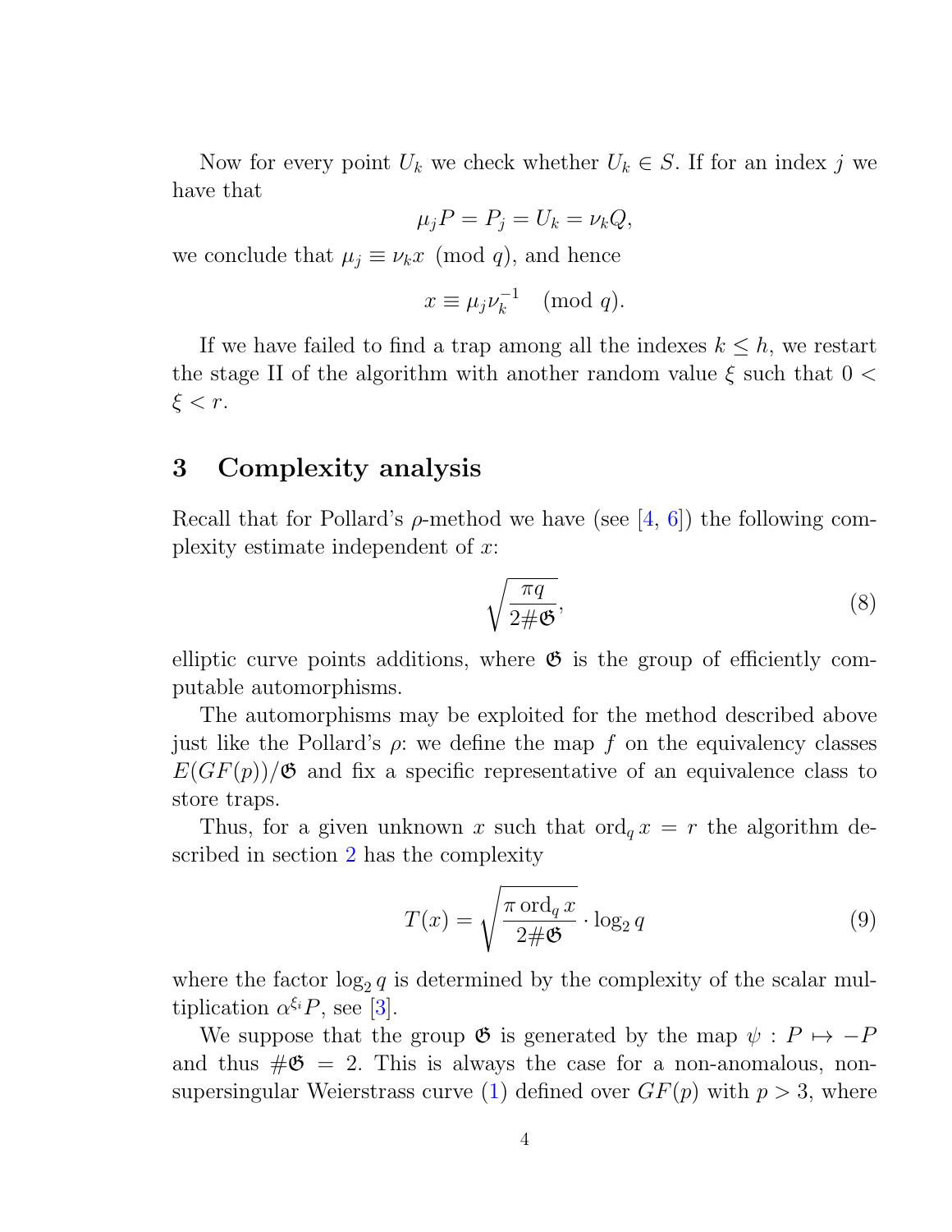Now for every point $U_k$ we check whether $U_k \in S$. If for an index $j$ we have that

$$\mu_j P = P_j = U_k = \nu_k Q,$$

we conclude that $\mu_j \equiv \nu_k x \pmod{q}$, and hence

$$x \equiv \mu_j \nu_k^{-1} \pmod{q}.$$

If we have failed to find a trap among all the indexes $k \le h$, we restart the stage II of the algorithm with another random value $\xi$ such that $0 < \xi < r$.

## 3 Complexity analysis

Recall that for Pollard's $\rho$-method we have (see [4, 6]) the following complexity estimate independent of $x$:

$$\sqrt{\frac{\pi q}{2\#\mathfrak{G}}}, \tag{8}$$

elliptic curve points additions, where $\mathfrak{G}$ is the group of efficiently computable automorphisms.

The automorphisms may be exploited for the method described above just like the Pollard's $\rho$: we define the map $f$ on the equivalency classes $E(GF(p))/\mathfrak{G}$ and fix a specific representative of an equivalence class to store traps.

Thus, for a given unknown $x$ such that $\operatorname{ord}_q x = r$ the algorithm described in section 2 has the complexity

$$T(x) = \sqrt{\frac{\pi \operatorname{ord}_q x}{2\#\mathfrak{G}}} \cdot \log_2 q \tag{9}$$

where the factor $\log_2 q$ is determined by the complexity of the scalar multiplication $\alpha^{\xi_i} P$, see [3].

We suppose that the group $\mathfrak{G}$ is generated by the map $\psi : P \mapsto -P$ and thus $\#\mathfrak{G} = 2$. This is always the case for a non-anomalous, non-supersingular Weierstrass curve (1) defined over $GF(p)$ with $p > 3$, where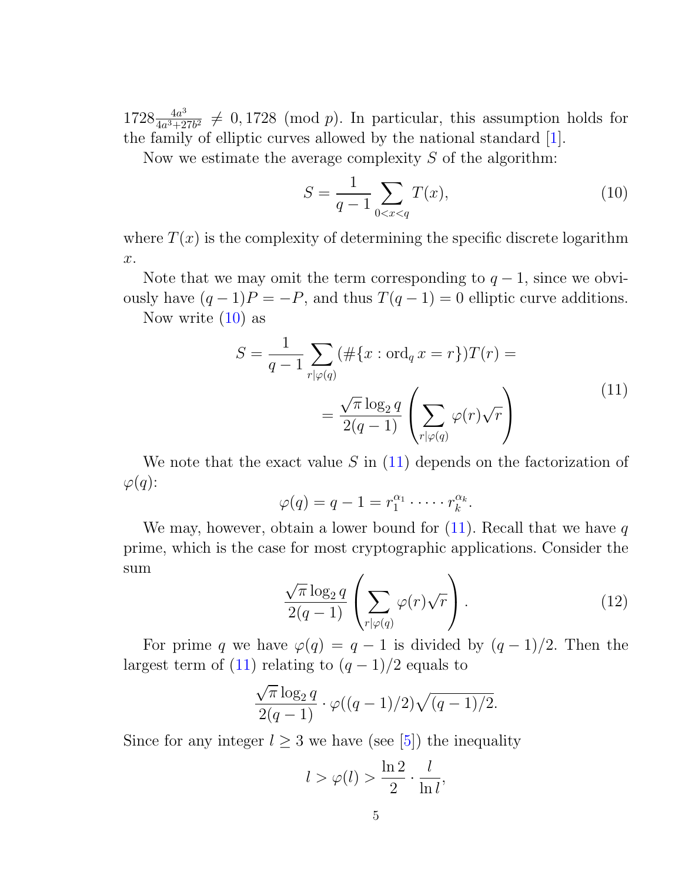$1728\frac{4a^3}{4a^3+27b^2} \neq 0, 1728 \pmod{p}$. In particular, this assumption holds for the family of elliptic curves allowed by the national standard [1].

Now we estimate the average complexity $S$ of the algorithm:

$$S = \frac{1}{q-1} \sum_{0<x<q} T(x), \tag{10}$$

where $T(x)$ is the complexity of determining the specific discrete logarithm $x$.

Note that we may omit the term corresponding to $q-1$, since we obviously have $(q-1)P = -P$, and thus $T(q-1) = 0$ elliptic curve additions.

Now write (10) as

$$\begin{aligned} S = \frac{1}{q-1} \sum_{r|\varphi(q)} (\#\{x : \operatorname{ord}_q x = r\}) T(r) = \\ = \frac{\sqrt{\pi}\log_2 q}{2(q-1)} \left( \sum_{r|\varphi(q)} \varphi(r)\sqrt{r} \right) \end{aligned} \tag{11}$$

We note that the exact value $S$ in (11) depends on the factorization of $\varphi(q)$:

$$\varphi(q) = q - 1 = r_1^{\alpha_1} \cdot \cdots \cdot r_k^{\alpha_k}.$$

We may, however, obtain a lower bound for (11). Recall that we have $q$ prime, which is the case for most cryptographic applications. Consider the sum

$$\frac{\sqrt{\pi}\log_2 q}{2(q-1)} \left( \sum_{r|\varphi(q)} \varphi(r)\sqrt{r} \right). \tag{12}$$

For prime $q$ we have $\varphi(q) = q-1$ is divided by $(q-1)/2$. Then the largest term of (11) relating to $(q-1)/2$ equals to

$$\frac{\sqrt{\pi}\log_2 q}{2(q-1)} \cdot \varphi((q-1)/2)\sqrt{(q-1)/2}.$$

Since for any integer $l \geq 3$ we have (see [5]) the inequality

$$l > \varphi(l) > \frac{\ln 2}{2} \cdot \frac{l}{\ln l},$$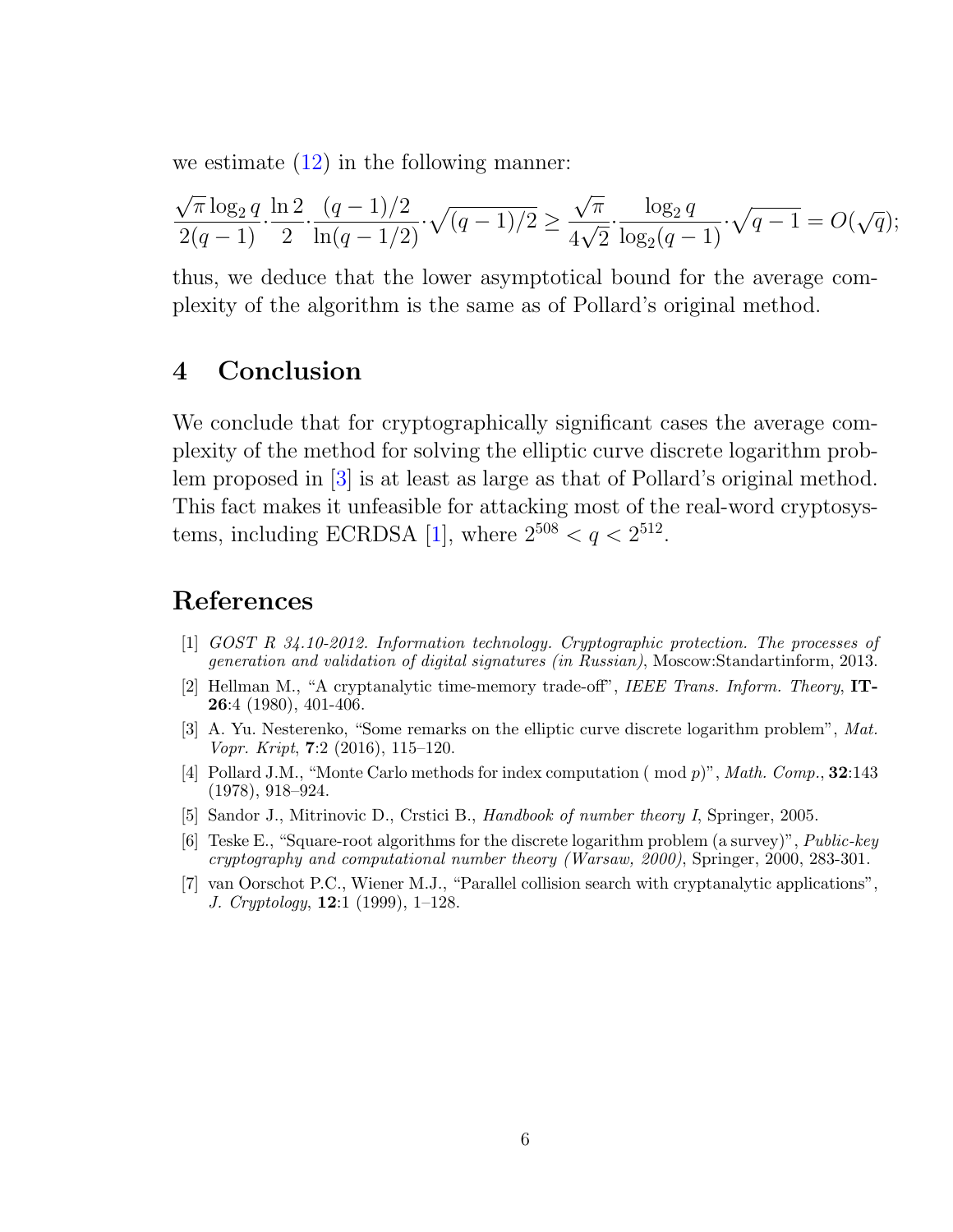we estimate (12) in the following manner:

$$\frac{\sqrt{\pi}\log_2 q}{2(q-1)}\cdot\frac{\ln 2}{2}\cdot\frac{(q-1)/2}{\ln(q-1/2)}\cdot\sqrt{(q-1)/2} \geq \frac{\sqrt{\pi}}{4\sqrt{2}}\cdot\frac{\log_2 q}{\log_2(q-1)}\cdot\sqrt{q-1} = O(\sqrt{q});$$

thus, we deduce that the lower asymptotical bound for the average complexity of the algorithm is the same as of Pollard's original method.

# 4 Conclusion

We conclude that for cryptographically significant cases the average complexity of the method for solving the elliptic curve discrete logarithm problem proposed in [3] is at least as large as that of Pollard's original method. This fact makes it unfeasible for attacking most of the real-word cryptosystems, including ECRDSA [1], where $2^{508} < q < 2^{512}$.

# References

[1] *GOST R 34.10-2012. Information technology. Cryptographic protection. The processes of generation and validation of digital signatures (in Russian)*, Moscow:Standartinform, 2013.

[2] Hellman M., "A cryptanalytic time-memory trade-off", *IEEE Trans. Inform. Theory*, **IT-26**:4 (1980), 401-406.

[3] A. Yu. Nesterenko, "Some remarks on the elliptic curve discrete logarithm problem", *Mat. Vopr. Kript*, **7**:2 (2016), 115–120.

[4] Pollard J.M., "Monte Carlo methods for index computation ( mod $p$)", *Math. Comp.*, **32**:143 (1978), 918–924.

[5] Sandor J., Mitrinovic D., Crstici B., *Handbook of number theory I*, Springer, 2005.

[6] Teske E., "Square-root algorithms for the discrete logarithm problem (a survey)", *Public-key cryptography and computational number theory (Warsaw, 2000)*, Springer, 2000, 283-301.

[7] van Oorschot P.C., Wiener M.J., "Parallel collision search with cryptanalytic applications", *J. Cryptology*, **12**:1 (1999), 1–128.